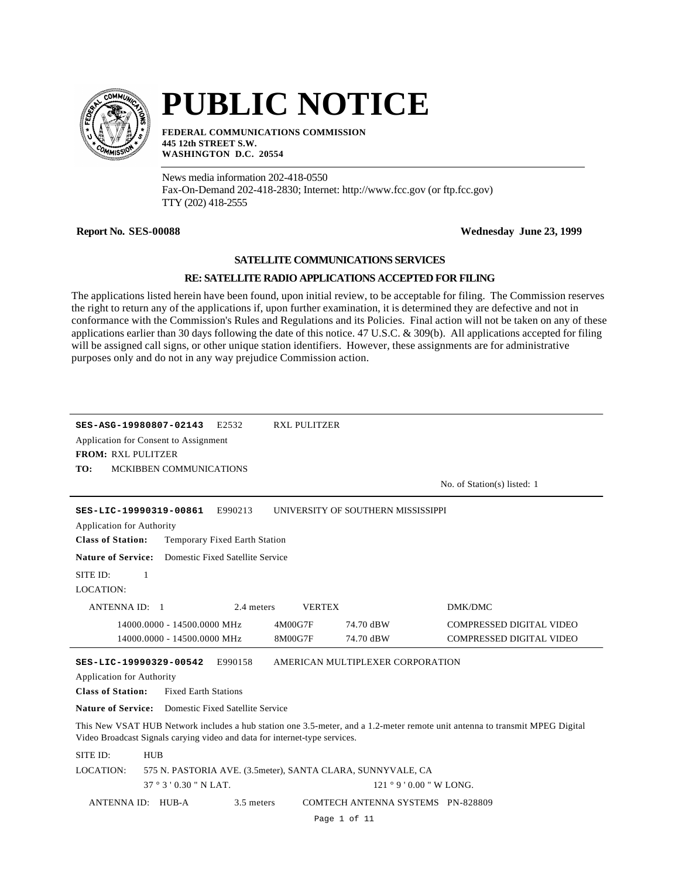# PUBLIC NOTICE

**FEDERAL COMMUNICATIONS COMMISSION**
**445 12th STREET S.W.**
**WASHINGTON D.C. 20554**

News media information 202-418-0550
Fax-On-Demand 202-418-2830; Internet: http://www.fcc.gov (or ftp.fcc.gov)
TTY (202) 418-2555

**Report No. SES-00088** **Wednesday June 23, 1999**

## SATELLITE COMMUNICATIONS SERVICES

### RE: SATELLITE RADIO APPLICATIONS ACCEPTED FOR FILING

The applications listed herein have been found, upon initial review, to be acceptable for filing. The Commission reserves the right to return any of the applications if, upon further examination, it is determined they are defective and not in conformance with the Commission's Rules and Regulations and its Policies. Final action will not be taken on any of these applications earlier than 30 days following the date of this notice. 47 U.S.C. & 309(b). All applications accepted for filing will be assigned call signs, or other unique station identifiers. However, these assignments are for administrative purposes only and do not in any way prejudice Commission action.

---

**SES-ASG-19980807-02143** E2532 RXL PULITZER

Application for Consent to Assignment

**FROM:** RXL PULITZER

**TO:** MCKIBBEN COMMUNICATIONS

No. of Station(s) listed: 1

---

**SES-LIC-19990319-00861** E990213 UNIVERSITY OF SOUTHERN MISSISSIPPI

Application for Authority

**Class of Station:** Temporary Fixed Earth Station

**Nature of Service:** Domestic Fixed Satellite Service

SITE ID: 1

LOCATION:

ANTENNA ID: 1 2.4 meters VERTEX DMK/DMC

| Frequency | Emission | Power | Description |
|---|---|---|---|
| 14000.0000 - 14500.0000 MHz | 4M00G7F | 74.70 dBW | COMPRESSED DIGITAL VIDEO |
| 14000.0000 - 14500.0000 MHz | 8M00G7F | 74.70 dBW | COMPRESSED DIGITAL VIDEO |

---

**SES-LIC-19990329-00542** E990158 AMERICAN MULTIPLEXER CORPORATION

Application for Authority

**Class of Station:** Fixed Earth Stations

**Nature of Service:** Domestic Fixed Satellite Service

This New VSAT HUB Network includes a hub station one 3.5-meter, and a 1.2-meter remote unit antenna to transmit MPEG Digital Video Broadcast Signals carying video and data for internet-type services.

SITE ID: HUB

LOCATION: 575 N. PASTORIA AVE. (3.5meter), SANTA CLARA, SUNNYVALE, CA

37 ° 3 ' 0.30 " N LAT. 121 ° 9 ' 0.00 " W LONG.

ANTENNA ID: HUB-A 3.5 meters COMTECH ANTENNA SYSTEMS PN-828809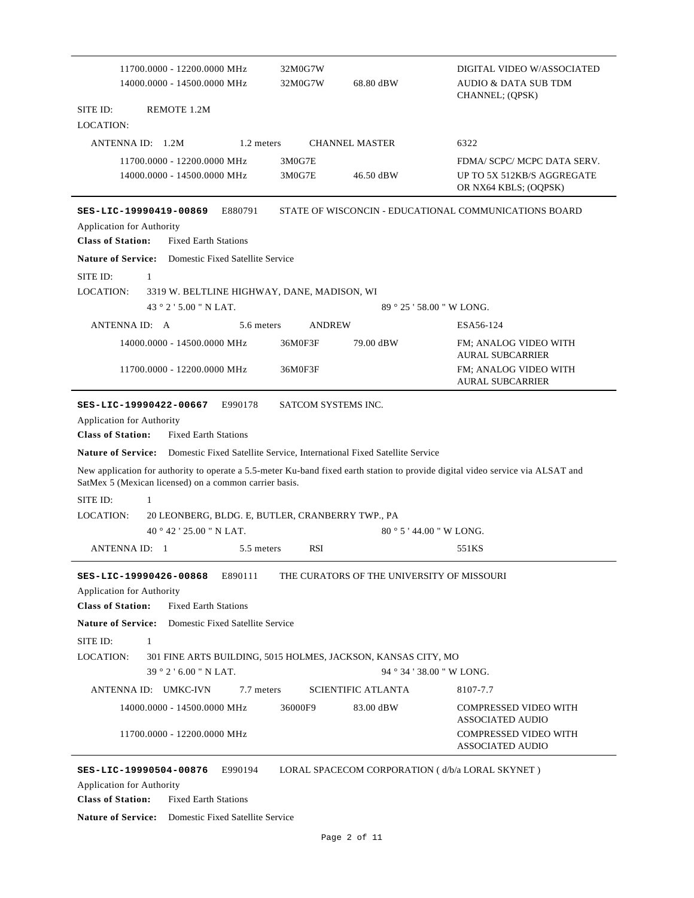| | | | |
|---|---|---|---|
| 11700.0000 - 12200.0000 MHz | 32M0G7W | | DIGITAL VIDEO W/ASSOCIATED |
| 14000.0000 - 14500.0000 MHz | 32M0G7W | 68.80 dBW | AUDIO & DATA SUB TDM CHANNEL; (QPSK) |

SITE ID: REMOTE 1.2M

LOCATION:

ANTENNA ID: 1.2M — 1.2 meters — CHANNEL MASTER — 6322

| | | | |
|---|---|---|---|
| 11700.0000 - 12200.0000 MHz | 3M0G7E | | FDMA/ SCPC/ MCPC DATA SERV. |
| 14000.0000 - 14500.0000 MHz | 3M0G7E | 46.50 dBW | UP TO 5X 512KB/S AGGREGATE OR NX64 KBLS; (OQPSK) |

---

**SES-LIC-19990419-00869** E880791 STATE OF WISCONCIN - EDUCATIONAL COMMUNICATIONS BOARD

Application for Authority

**Class of Station:** Fixed Earth Stations

**Nature of Service:** Domestic Fixed Satellite Service

SITE ID: 1

LOCATION: 3319 W. BELTLINE HIGHWAY, DANE, MADISON, WI

43 ° 2 ' 5.00 " N LAT. — 89 ° 25 ' 58.00 " W LONG.

ANTENNA ID: A — 5.6 meters — ANDREW — ESA56-124

| | | | |
|---|---|---|---|
| 14000.0000 - 14500.0000 MHz | 36M0F3F | 79.00 dBW | FM; ANALOG VIDEO WITH AURAL SUBCARRIER |
| 11700.0000 - 12200.0000 MHz | 36M0F3F | | FM; ANALOG VIDEO WITH AURAL SUBCARRIER |

---

**SES-LIC-19990422-00667** E990178 SATCOM SYSTEMS INC.

Application for Authority

**Class of Station:** Fixed Earth Stations

**Nature of Service:** Domestic Fixed Satellite Service, International Fixed Satellite Service

New application for authority to operate a 5.5-meter Ku-band fixed earth station to provide digital video service via ALSAT and SatMex 5 (Mexican licensed) on a common carrier basis.

SITE ID: 1

LOCATION: 20 LEONBERG, BLDG. E, BUTLER, CRANBERRY TWP., PA

40 ° 42 ' 25.00 " N LAT. — 80 ° 5 ' 44.00 " W LONG.

ANTENNA ID: 1 — 5.5 meters — RSI — 551KS

---

**SES-LIC-19990426-00868** E890111 THE CURATORS OF THE UNIVERSITY OF MISSOURI

Application for Authority

**Class of Station:** Fixed Earth Stations

**Nature of Service:** Domestic Fixed Satellite Service

SITE ID: 1

LOCATION: 301 FINE ARTS BUILDING, 5015 HOLMES, JACKSON, KANSAS CITY, MO

39 ° 2 ' 6.00 " N LAT. — 94 ° 34 ' 38.00 " W LONG.

ANTENNA ID: UMKC-IVN — 7.7 meters — SCIENTIFIC ATLANTA — 8107-7.7

| | | | |
|---|---|---|---|
| 14000.0000 - 14500.0000 MHz | 36000F9 | 83.00 dBW | COMPRESSED VIDEO WITH ASSOCIATED AUDIO |
| 11700.0000 - 12200.0000 MHz | | | COMPRESSED VIDEO WITH ASSOCIATED AUDIO |

---

**SES-LIC-19990504-00876** E990194 LORAL SPACECOM CORPORATION ( d/b/a LORAL SKYNET )

Application for Authority

**Class of Station:** Fixed Earth Stations

**Nature of Service:** Domestic Fixed Satellite Service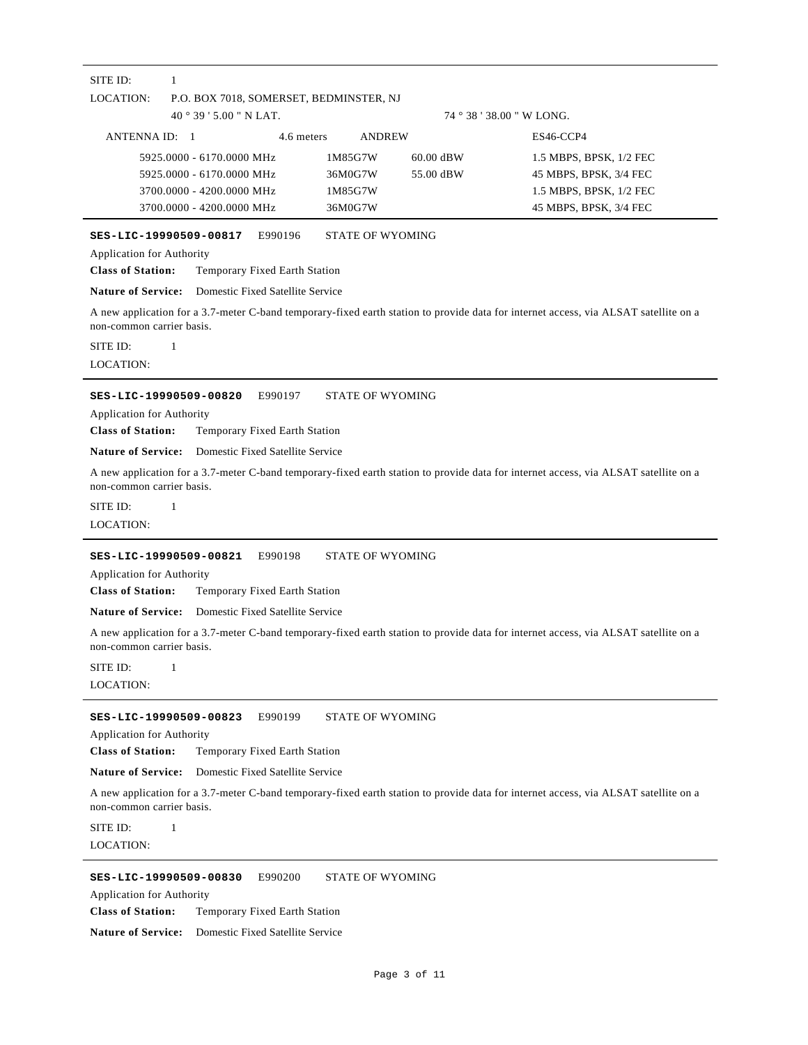SITE ID: 1

LOCATION: P.O. BOX 7018, SOMERSET, BEDMINSTER, NJ

40 ° 39 ' 5.00 " N LAT. 74 ° 38 ' 38.00 " W LONG.

ANTENNA ID: 1 4.6 meters ANDREW ES46-CCP4

| | | | |
|---|---|---|---|
| 5925.0000 - 6170.0000 MHz | 1M85G7W | 60.00 dBW | 1.5 MBPS, BPSK, 1/2 FEC |
| 5925.0000 - 6170.0000 MHz | 36M0G7W | 55.00 dBW | 45 MBPS, BPSK, 3/4 FEC |
| 3700.0000 - 4200.0000 MHz | 1M85G7W | | 1.5 MBPS, BPSK, 1/2 FEC |
| 3700.0000 - 4200.0000 MHz | 36M0G7W | | 45 MBPS, BPSK, 3/4 FEC |

---

**SES-LIC-19990509-00817** E990196 STATE OF WYOMING

Application for Authority

**Class of Station:** Temporary Fixed Earth Station

**Nature of Service:** Domestic Fixed Satellite Service

A new application for a 3.7-meter C-band temporary-fixed earth station to provide data for internet access, via ALSAT satellite on a non-common carrier basis.

SITE ID: 1

LOCATION:

---

**SES-LIC-19990509-00820** E990197 STATE OF WYOMING

Application for Authority

**Class of Station:** Temporary Fixed Earth Station

**Nature of Service:** Domestic Fixed Satellite Service

A new application for a 3.7-meter C-band temporary-fixed earth station to provide data for internet access, via ALSAT satellite on a non-common carrier basis.

SITE ID: 1

LOCATION:

---

**SES-LIC-19990509-00821** E990198 STATE OF WYOMING

Application for Authority

**Class of Station:** Temporary Fixed Earth Station

**Nature of Service:** Domestic Fixed Satellite Service

A new application for a 3.7-meter C-band temporary-fixed earth station to provide data for internet access, via ALSAT satellite on a non-common carrier basis.

SITE ID: 1

LOCATION:

---

**SES-LIC-19990509-00823** E990199 STATE OF WYOMING

Application for Authority

**Class of Station:** Temporary Fixed Earth Station

**Nature of Service:** Domestic Fixed Satellite Service

A new application for a 3.7-meter C-band temporary-fixed earth station to provide data for internet access, via ALSAT satellite on a non-common carrier basis.

SITE ID: 1

LOCATION:

---

**SES-LIC-19990509-00830** E990200 STATE OF WYOMING

Application for Authority

**Class of Station:** Temporary Fixed Earth Station

**Nature of Service:** Domestic Fixed Satellite Service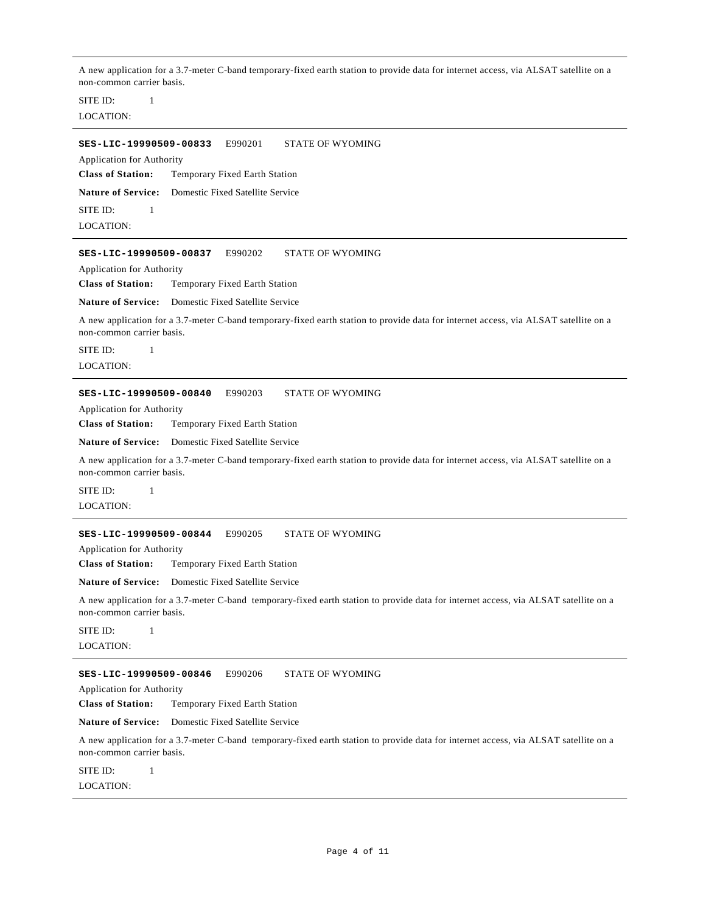A new application for a 3.7-meter C-band temporary-fixed earth station to provide data for internet access, via ALSAT satellite on a non-common carrier basis.

SITE ID: 1

LOCATION:

---

**SES-LIC-19990509-00833** E990201 STATE OF WYOMING

Application for Authority

**Class of Station:** Temporary Fixed Earth Station

**Nature of Service:** Domestic Fixed Satellite Service

SITE ID: 1

LOCATION:

---

**SES-LIC-19990509-00837** E990202 STATE OF WYOMING

Application for Authority

**Class of Station:** Temporary Fixed Earth Station

**Nature of Service:** Domestic Fixed Satellite Service

A new application for a 3.7-meter C-band temporary-fixed earth station to provide data for internet access, via ALSAT satellite on a non-common carrier basis.

SITE ID: 1

LOCATION:

---

**SES-LIC-19990509-00840** E990203 STATE OF WYOMING

Application for Authority

**Class of Station:** Temporary Fixed Earth Station

**Nature of Service:** Domestic Fixed Satellite Service

A new application for a 3.7-meter C-band temporary-fixed earth station to provide data for internet access, via ALSAT satellite on a non-common carrier basis.

SITE ID: 1

LOCATION:

---

**SES-LIC-19990509-00844** E990205 STATE OF WYOMING

Application for Authority

**Class of Station:** Temporary Fixed Earth Station

**Nature of Service:** Domestic Fixed Satellite Service

A new application for a 3.7-meter C-band temporary-fixed earth station to provide data for internet access, via ALSAT satellite on a non-common carrier basis.

SITE ID: 1

LOCATION:

---

**SES-LIC-19990509-00846** E990206 STATE OF WYOMING

Application for Authority

**Class of Station:** Temporary Fixed Earth Station

**Nature of Service:** Domestic Fixed Satellite Service

A new application for a 3.7-meter C-band temporary-fixed earth station to provide data for internet access, via ALSAT satellite on a non-common carrier basis.

SITE ID: 1

LOCATION: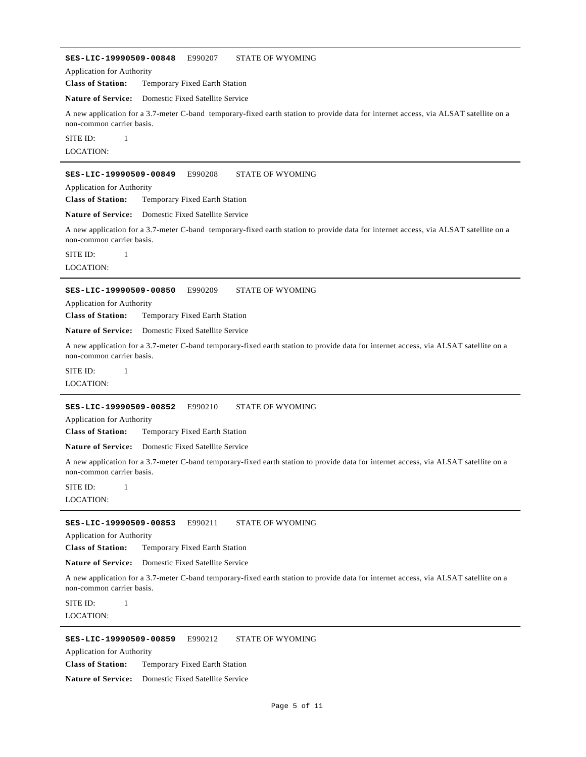---

**SES-LIC-19990509-00848** E990207 STATE OF WYOMING

Application for Authority

**Class of Station:** Temporary Fixed Earth Station

**Nature of Service:** Domestic Fixed Satellite Service

A new application for a 3.7-meter C-band temporary-fixed earth station to provide data for internet access, via ALSAT satellite on a non-common carrier basis.

SITE ID: 1

LOCATION:

---

**SES-LIC-19990509-00849** E990208 STATE OF WYOMING

Application for Authority

**Class of Station:** Temporary Fixed Earth Station

**Nature of Service:** Domestic Fixed Satellite Service

A new application for a 3.7-meter C-band temporary-fixed earth station to provide data for internet access, via ALSAT satellite on a non-common carrier basis.

SITE ID: 1

LOCATION:

---

**SES-LIC-19990509-00850** E990209 STATE OF WYOMING

Application for Authority

**Class of Station:** Temporary Fixed Earth Station

**Nature of Service:** Domestic Fixed Satellite Service

A new application for a 3.7-meter C-band temporary-fixed earth station to provide data for internet access, via ALSAT satellite on a non-common carrier basis.

SITE ID: 1

LOCATION:

---

**SES-LIC-19990509-00852** E990210 STATE OF WYOMING

Application for Authority

**Class of Station:** Temporary Fixed Earth Station

**Nature of Service:** Domestic Fixed Satellite Service

A new application for a 3.7-meter C-band temporary-fixed earth station to provide data for internet access, via ALSAT satellite on a non-common carrier basis.

SITE ID: 1

LOCATION:

---

**SES-LIC-19990509-00853** E990211 STATE OF WYOMING

Application for Authority

**Class of Station:** Temporary Fixed Earth Station

**Nature of Service:** Domestic Fixed Satellite Service

A new application for a 3.7-meter C-band temporary-fixed earth station to provide data for internet access, via ALSAT satellite on a non-common carrier basis.

SITE ID: 1

LOCATION:

---

**SES-LIC-19990509-00859** E990212 STATE OF WYOMING

Application for Authority

**Class of Station:** Temporary Fixed Earth Station

**Nature of Service:** Domestic Fixed Satellite Service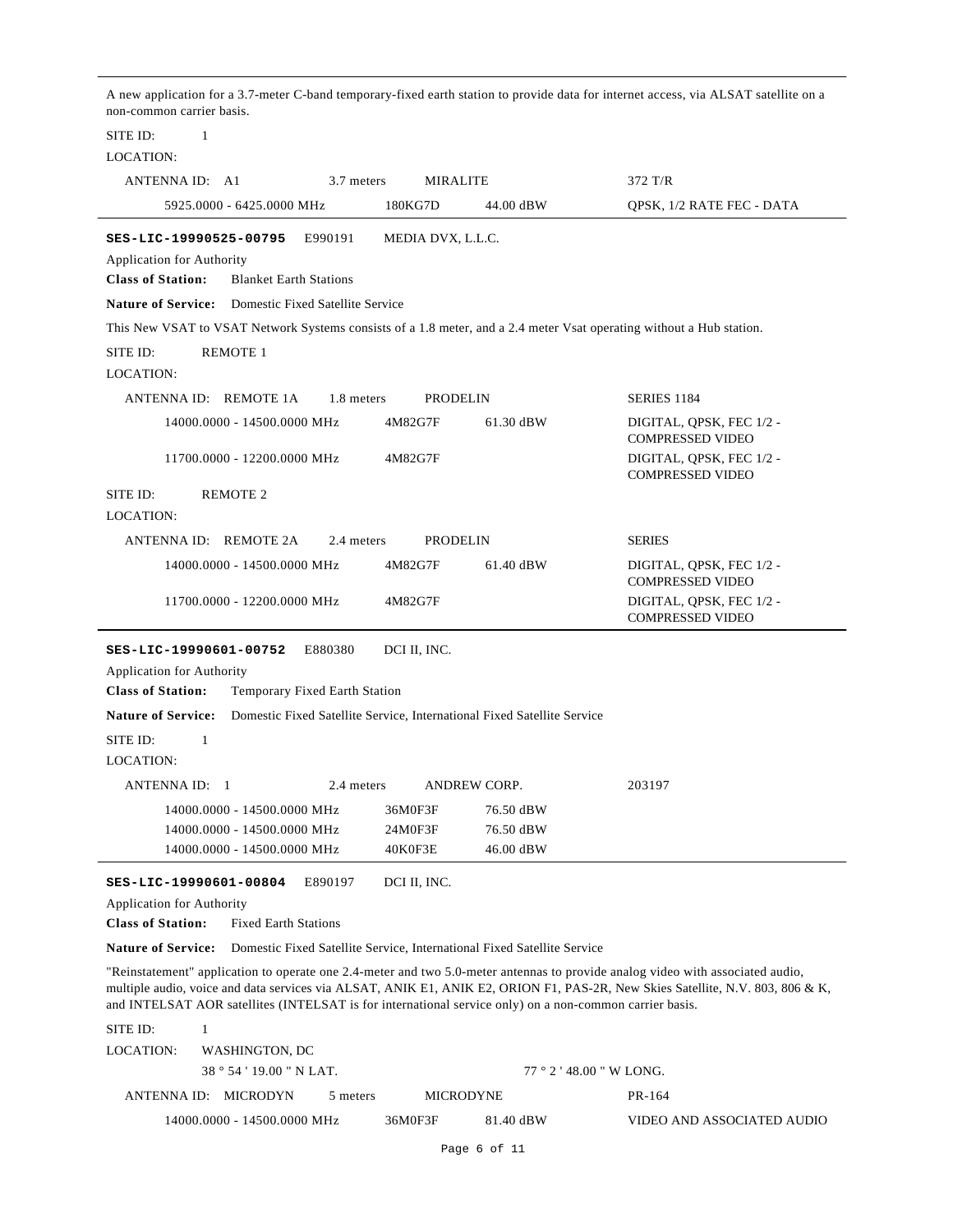A new application for a 3.7-meter C-band temporary-fixed earth station to provide data for internet access, via ALSAT satellite on a non-common carrier basis.

SITE ID: 1

LOCATION:

| ANTENNA ID: A1 | 3.7 meters | MIRALITE | 372 T/R |
|---|---|---|---|
| 5925.0000 - 6425.0000 MHz | 180KG7D | 44.00 dBW | QPSK, 1/2 RATE FEC - DATA |

---

**SES-LIC-19990525-00795** E990191 MEDIA DVX, L.L.C.

Application for Authority

**Class of Station:** Blanket Earth Stations

**Nature of Service:** Domestic Fixed Satellite Service

This New VSAT to VSAT Network Systems consists of a 1.8 meter, and a 2.4 meter Vsat operating without a Hub station.

SITE ID: REMOTE 1

LOCATION:

| ANTENNA ID: REMOTE 1A | 1.8 meters | PRODELIN | SERIES 1184 |
|---|---|---|---|
| 14000.0000 - 14500.0000 MHz | 4M82G7F | 61.30 dBW | DIGITAL, QPSK, FEC 1/2 - COMPRESSED VIDEO |
| 11700.0000 - 12200.0000 MHz | 4M82G7F | | DIGITAL, QPSK, FEC 1/2 - COMPRESSED VIDEO |

SITE ID: REMOTE 2

LOCATION:

| ANTENNA ID: REMOTE 2A | 2.4 meters | PRODELIN | SERIES |
|---|---|---|---|
| 14000.0000 - 14500.0000 MHz | 4M82G7F | 61.40 dBW | DIGITAL, QPSK, FEC 1/2 - COMPRESSED VIDEO |
| 11700.0000 - 12200.0000 MHz | 4M82G7F | | DIGITAL, QPSK, FEC 1/2 - COMPRESSED VIDEO |

---

**SES-LIC-19990601-00752** E880380 DCI II, INC.

Application for Authority

**Class of Station:** Temporary Fixed Earth Station

**Nature of Service:** Domestic Fixed Satellite Service, International Fixed Satellite Service

SITE ID: 1

LOCATION:

| ANTENNA ID: 1 | 2.4 meters | ANDREW CORP. | 203197 |
|---|---|---|---|
| 14000.0000 - 14500.0000 MHz | 36M0F3F | 76.50 dBW | |
| 14000.0000 - 14500.0000 MHz | 24M0F3F | 76.50 dBW | |
| 14000.0000 - 14500.0000 MHz | 40K0F3E | 46.00 dBW | |

---

**SES-LIC-19990601-00804** E890197 DCI II, INC.

Application for Authority

**Class of Station:** Fixed Earth Stations

**Nature of Service:** Domestic Fixed Satellite Service, International Fixed Satellite Service

"Reinstatement" application to operate one 2.4-meter and two 5.0-meter antennas to provide analog video with associated audio, multiple audio, voice and data services via ALSAT, ANIK E1, ANIK E2, ORION F1, PAS-2R, New Skies Satellite, N.V. 803, 806 & K, and INTELSAT AOR satellites (INTELSAT is for international service only) on a non-common carrier basis.

SITE ID: 1

LOCATION: WASHINGTON, DC

38 ° 54 ' 19.00 " N LAT. 77 ° 2 ' 48.00 " W LONG.

| ANTENNA ID: MICRODYN | 5 meters | MICRODYNE | PR-164 |
|---|---|---|---|
| 14000.0000 - 14500.0000 MHz | 36M0F3F | 81.40 dBW | VIDEO AND ASSOCIATED AUDIO |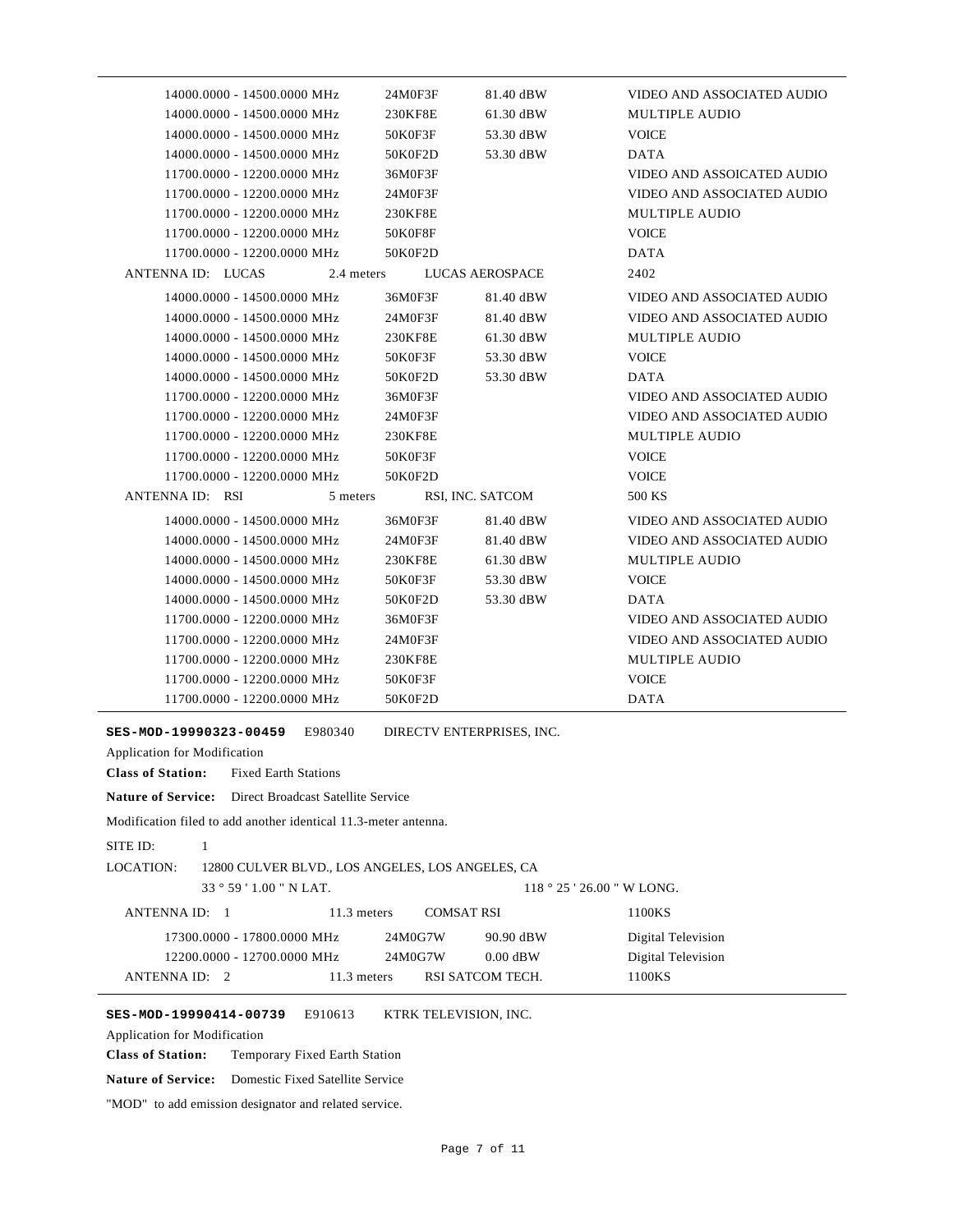| | | | |
|---|---|---|---|
| 14000.0000 - 14500.0000 MHz | 24M0F3F | 81.40 dBW | VIDEO AND ASSOCIATED AUDIO |
| 14000.0000 - 14500.0000 MHz | 230KF8E | 61.30 dBW | MULTIPLE AUDIO |
| 14000.0000 - 14500.0000 MHz | 50K0F3F | 53.30 dBW | VOICE |
| 14000.0000 - 14500.0000 MHz | 50K0F2D | 53.30 dBW | DATA |
| 11700.0000 - 12200.0000 MHz | 36M0F3F | | VIDEO AND ASSOICATED AUDIO |
| 11700.0000 - 12200.0000 MHz | 24M0F3F | | VIDEO AND ASSOCIATED AUDIO |
| 11700.0000 - 12200.0000 MHz | 230KF8E | | MULTIPLE AUDIO |
| 11700.0000 - 12200.0000 MHz | 50K0F8F | | VOICE |
| 11700.0000 - 12200.0000 MHz | 50K0F2D | | DATA |
| ANTENNA ID: LUCAS | 2.4 meters | LUCAS AEROSPACE | 2402 |
| 14000.0000 - 14500.0000 MHz | 36M0F3F | 81.40 dBW | VIDEO AND ASSOCIATED AUDIO |
| 14000.0000 - 14500.0000 MHz | 24M0F3F | 81.40 dBW | VIDEO AND ASSOCIATED AUDIO |
| 14000.0000 - 14500.0000 MHz | 230KF8E | 61.30 dBW | MULTIPLE AUDIO |
| 14000.0000 - 14500.0000 MHz | 50K0F3F | 53.30 dBW | VOICE |
| 14000.0000 - 14500.0000 MHz | 50K0F2D | 53.30 dBW | DATA |
| 11700.0000 - 12200.0000 MHz | 36M0F3F | | VIDEO AND ASSOCIATED AUDIO |
| 11700.0000 - 12200.0000 MHz | 24M0F3F | | VIDEO AND ASSOCIATED AUDIO |
| 11700.0000 - 12200.0000 MHz | 230KF8E | | MULTIPLE AUDIO |
| 11700.0000 - 12200.0000 MHz | 50K0F3F | | VOICE |
| 11700.0000 - 12200.0000 MHz | 50K0F2D | | VOICE |
| ANTENNA ID: RSI | 5 meters | RSI, INC. SATCOM | 500 KS |
| 14000.0000 - 14500.0000 MHz | 36M0F3F | 81.40 dBW | VIDEO AND ASSOCIATED AUDIO |
| 14000.0000 - 14500.0000 MHz | 24M0F3F | 81.40 dBW | VIDEO AND ASSOCIATED AUDIO |
| 14000.0000 - 14500.0000 MHz | 230KF8E | 61.30 dBW | MULTIPLE AUDIO |
| 14000.0000 - 14500.0000 MHz | 50K0F3F | 53.30 dBW | VOICE |
| 14000.0000 - 14500.0000 MHz | 50K0F2D | 53.30 dBW | DATA |
| 11700.0000 - 12200.0000 MHz | 36M0F3F | | VIDEO AND ASSOCIATED AUDIO |
| 11700.0000 - 12200.0000 MHz | 24M0F3F | | VIDEO AND ASSOCIATED AUDIO |
| 11700.0000 - 12200.0000 MHz | 230KF8E | | MULTIPLE AUDIO |
| 11700.0000 - 12200.0000 MHz | 50K0F3F | | VOICE |
| 11700.0000 - 12200.0000 MHz | 50K0F2D | | DATA |

**SES-MOD-19990323-00459** E980340 DIRECTV ENTERPRISES, INC.

Application for Modification

**Class of Station:** Fixed Earth Stations

**Nature of Service:** Direct Broadcast Satellite Service

Modification filed to add another identical 11.3-meter antenna.

SITE ID: 1

LOCATION: 12800 CULVER BLVD., LOS ANGELES, LOS ANGELES, CA

33 ° 59 ' 1.00 " N LAT. 118 ° 25 ' 26.00 " W LONG.

| | | | |
|---|---|---|---|
| ANTENNA ID: 1 | 11.3 meters | COMSAT RSI | 1100KS |
| 17300.0000 - 17800.0000 MHz | 24M0G7W | 90.90 dBW | Digital Television |
| 12200.0000 - 12700.0000 MHz | 24M0G7W | 0.00 dBW | Digital Television |
| ANTENNA ID: 2 | 11.3 meters | RSI SATCOM TECH. | 1100KS |

**SES-MOD-19990414-00739** E910613 KTRK TELEVISION, INC.

Application for Modification

**Class of Station:** Temporary Fixed Earth Station

**Nature of Service:** Domestic Fixed Satellite Service

"MOD" to add emission designator and related service.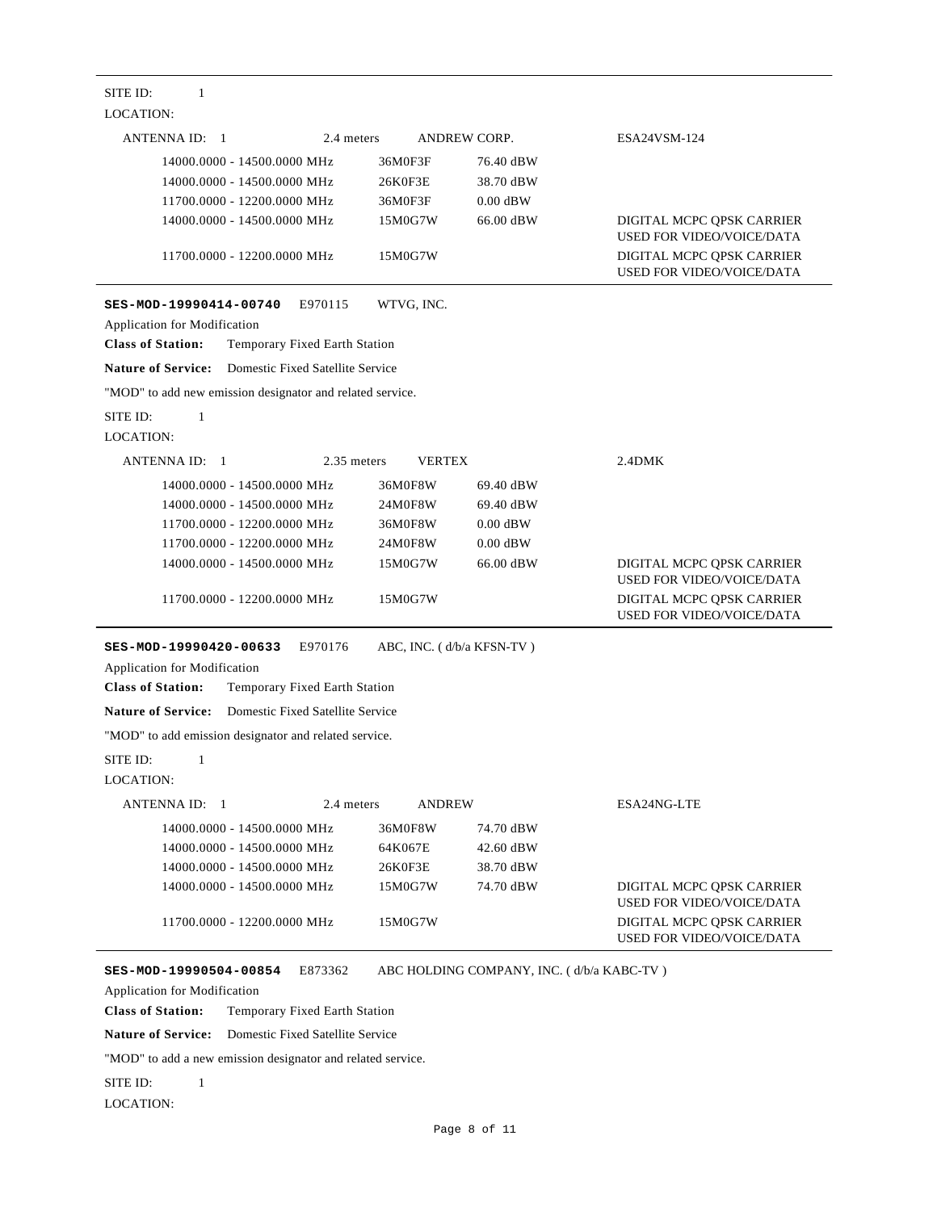SITE ID: 1

LOCATION:

| ANTENNA ID: 1 | 2.4 meters | ANDREW CORP. | ESA24VSM-124 |
|---|---|---|---|
| 14000.0000 - 14500.0000 MHz | 36M0F3F | 76.40 dBW | |
| 14000.0000 - 14500.0000 MHz | 26K0F3E | 38.70 dBW | |
| 11700.0000 - 12200.0000 MHz | 36M0F3F | 0.00 dBW | |
| 14000.0000 - 14500.0000 MHz | 15M0G7W | 66.00 dBW | DIGITAL MCPC QPSK CARRIER USED FOR VIDEO/VOICE/DATA |
| 11700.0000 - 12200.0000 MHz | 15M0G7W | | DIGITAL MCPC QPSK CARRIER USED FOR VIDEO/VOICE/DATA |

---

**SES-MOD-19990414-00740** E970115 WTVG, INC.

Application for Modification

**Class of Station:** Temporary Fixed Earth Station

**Nature of Service:** Domestic Fixed Satellite Service

"MOD" to add new emission designator and related service.

SITE ID: 1

LOCATION:

| ANTENNA ID: 1 | 2.35 meters | VERTEX | 2.4DMK |
|---|---|---|---|
| 14000.0000 - 14500.0000 MHz | 36M0F8W | 69.40 dBW | |
| 14000.0000 - 14500.0000 MHz | 24M0F8W | 69.40 dBW | |
| 11700.0000 - 12200.0000 MHz | 36M0F8W | 0.00 dBW | |
| 11700.0000 - 12200.0000 MHz | 24M0F8W | 0.00 dBW | |
| 14000.0000 - 14500.0000 MHz | 15M0G7W | 66.00 dBW | DIGITAL MCPC QPSK CARRIER USED FOR VIDEO/VOICE/DATA |
| 11700.0000 - 12200.0000 MHz | 15M0G7W | | DIGITAL MCPC QPSK CARRIER USED FOR VIDEO/VOICE/DATA |

---

**SES-MOD-19990420-00633** E970176 ABC, INC. ( d/b/a KFSN-TV )

Application for Modification

**Class of Station:** Temporary Fixed Earth Station

**Nature of Service:** Domestic Fixed Satellite Service

"MOD" to add emission designator and related service.

SITE ID: 1

LOCATION:

| ANTENNA ID: 1 | 2.4 meters | ANDREW | ESA24NG-LTE |
|---|---|---|---|
| 14000.0000 - 14500.0000 MHz | 36M0F8W | 74.70 dBW | |
| 14000.0000 - 14500.0000 MHz | 64K067E | 42.60 dBW | |
| 14000.0000 - 14500.0000 MHz | 26K0F3E | 38.70 dBW | |
| 14000.0000 - 14500.0000 MHz | 15M0G7W | 74.70 dBW | DIGITAL MCPC QPSK CARRIER USED FOR VIDEO/VOICE/DATA |
| 11700.0000 - 12200.0000 MHz | 15M0G7W | | DIGITAL MCPC QPSK CARRIER USED FOR VIDEO/VOICE/DATA |

---

**SES-MOD-19990504-00854** E873362 ABC HOLDING COMPANY, INC. ( d/b/a KABC-TV )

Application for Modification

**Class of Station:** Temporary Fixed Earth Station

**Nature of Service:** Domestic Fixed Satellite Service

"MOD" to add a new emission designator and related service.

SITE ID: 1

LOCATION: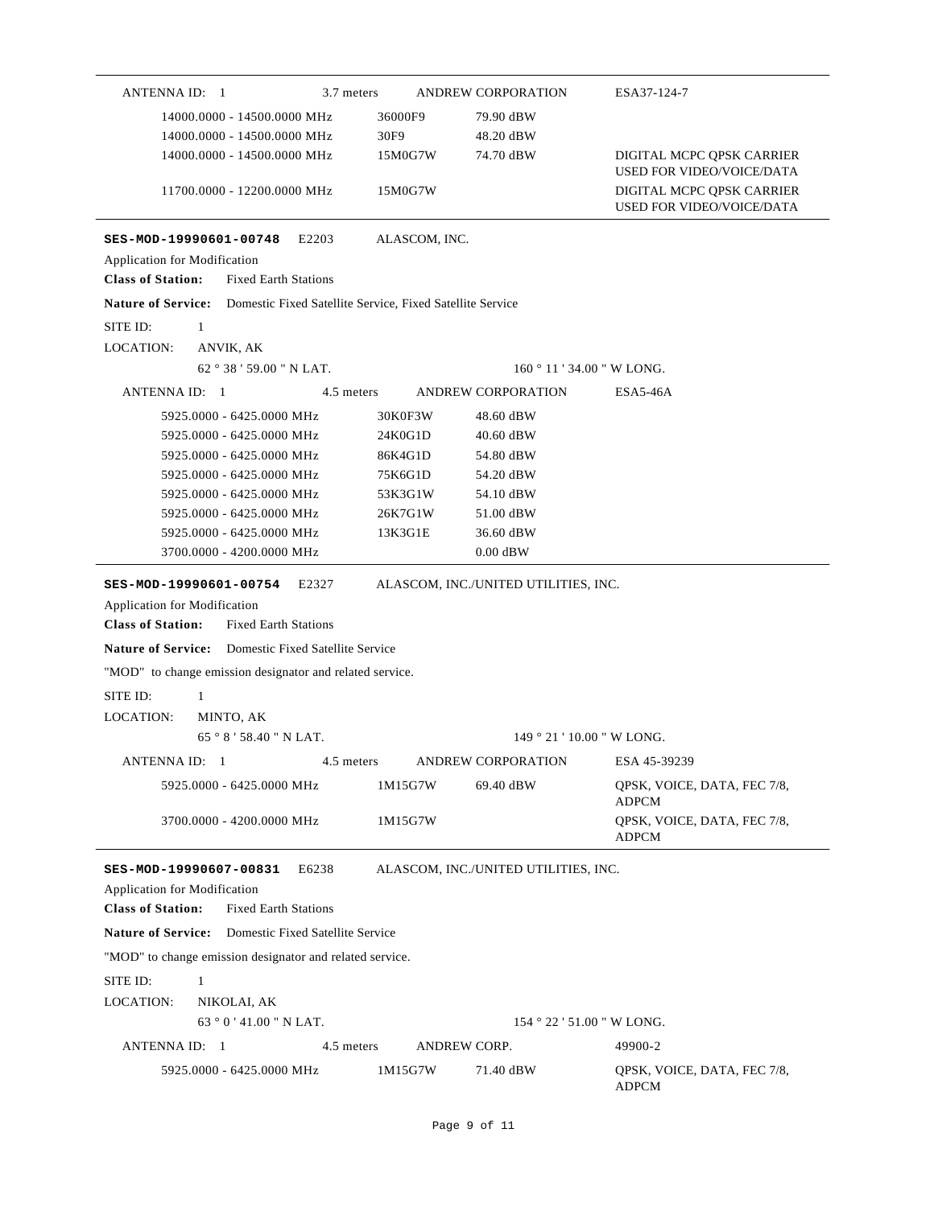| ANTENNA ID: 1 | 3.7 meters | ANDREW CORPORATION | ESA37-124-7 |
|---|---|---|---|
| 14000.0000 - 14500.0000 MHz | 36000F9 | 79.90 dBW | |
| 14000.0000 - 14500.0000 MHz | 30F9 | 48.20 dBW | |
| 14000.0000 - 14500.0000 MHz | 15M0G7W | 74.70 dBW | DIGITAL MCPC QPSK CARRIER USED FOR VIDEO/VOICE/DATA |
| 11700.0000 - 12200.0000 MHz | 15M0G7W | | DIGITAL MCPC QPSK CARRIER USED FOR VIDEO/VOICE/DATA |

---

**SES-MOD-19990601-00748** E2203 ALASCOM, INC.

Application for Modification

**Class of Station:** Fixed Earth Stations

**Nature of Service:** Domestic Fixed Satellite Service, Fixed Satellite Service

SITE ID: 1

LOCATION: ANVIK, AK

62 ° 38 ' 59.00 " N LAT. 160 ° 11 ' 34.00 " W LONG.

| ANTENNA ID: 1 | 4.5 meters | ANDREW CORPORATION | ESA5-46A |
|---|---|---|---|
| 5925.0000 - 6425.0000 MHz | 30K0F3W | 48.60 dBW | |
| 5925.0000 - 6425.0000 MHz | 24K0G1D | 40.60 dBW | |
| 5925.0000 - 6425.0000 MHz | 86K4G1D | 54.80 dBW | |
| 5925.0000 - 6425.0000 MHz | 75K6G1D | 54.20 dBW | |
| 5925.0000 - 6425.0000 MHz | 53K3G1W | 54.10 dBW | |
| 5925.0000 - 6425.0000 MHz | 26K7G1W | 51.00 dBW | |
| 5925.0000 - 6425.0000 MHz | 13K3G1E | 36.60 dBW | |
| 3700.0000 - 4200.0000 MHz | | 0.00 dBW | |

---

**SES-MOD-19990601-00754** E2327 ALASCOM, INC./UNITED UTILITIES, INC.

Application for Modification

**Class of Station:** Fixed Earth Stations

**Nature of Service:** Domestic Fixed Satellite Service

"MOD" to change emission designator and related service.

SITE ID: 1

LOCATION: MINTO, AK

65 ° 8 ' 58.40 " N LAT. 149 ° 21 ' 10.00 " W LONG.

| ANTENNA ID: 1 | 4.5 meters | ANDREW CORPORATION | ESA 45-39239 |
|---|---|---|---|
| 5925.0000 - 6425.0000 MHz | 1M15G7W | 69.40 dBW | QPSK, VOICE, DATA, FEC 7/8, ADPCM |
| 3700.0000 - 4200.0000 MHz | 1M15G7W | | QPSK, VOICE, DATA, FEC 7/8, ADPCM |

---

**SES-MOD-19990607-00831** E6238 ALASCOM, INC./UNITED UTILITIES, INC.

Application for Modification

**Class of Station:** Fixed Earth Stations

**Nature of Service:** Domestic Fixed Satellite Service

"MOD" to change emission designator and related service.

SITE ID: 1

LOCATION: NIKOLAI, AK

63 ° 0 ' 41.00 " N LAT. 154 ° 22 ' 51.00 " W LONG.

| ANTENNA ID: 1 | 4.5 meters | ANDREW CORP. | 49900-2 |
|---|---|---|---|
| 5925.0000 - 6425.0000 MHz | 1M15G7W | 71.40 dBW | QPSK, VOICE, DATA, FEC 7/8, ADPCM |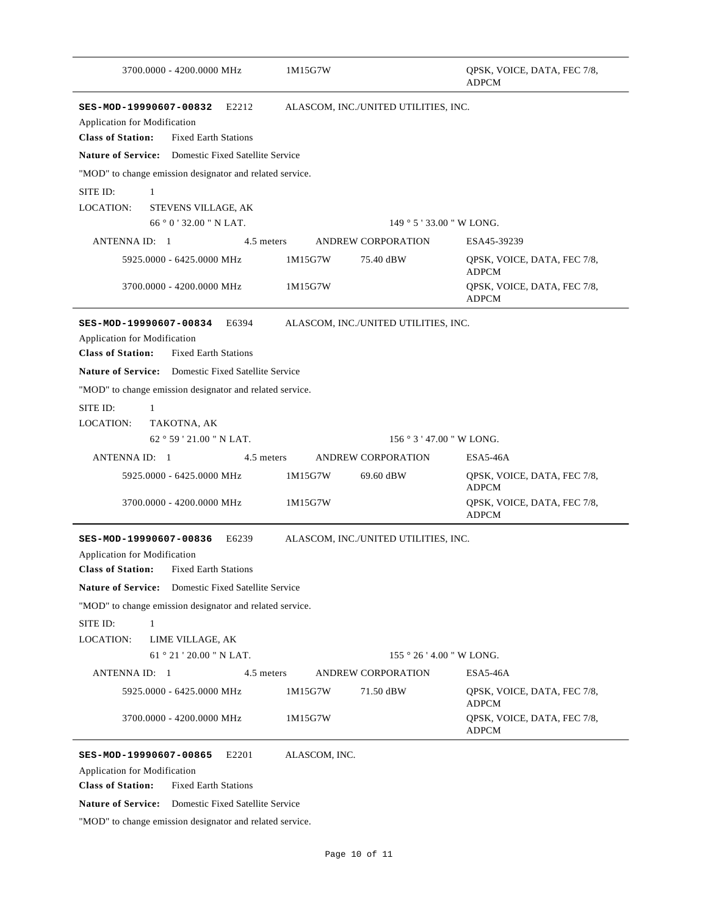| | | | |
|---|---|---|---|
| 3700.0000 - 4200.0000 MHz | 1M15G7W | | QPSK, VOICE, DATA, FEC 7/8, ADPCM |

---

**SES-MOD-19990607-00832** E2212 ALASCOM, INC./UNITED UTILITIES, INC.

Application for Modification

**Class of Station:** Fixed Earth Stations

**Nature of Service:** Domestic Fixed Satellite Service

"MOD" to change emission designator and related service.

SITE ID: 1

LOCATION: STEVENS VILLAGE, AK

66 ° 0 ' 32.00 " N LAT. 149 ° 5 ' 33.00 " W LONG.

| ANTENNA ID: 1 | 4.5 meters | ANDREW CORPORATION | ESA45-39239 |
|---|---|---|---|
| 5925.0000 - 6425.0000 MHz | 1M15G7W | 75.40 dBW | QPSK, VOICE, DATA, FEC 7/8, ADPCM |
| 3700.0000 - 4200.0000 MHz | 1M15G7W | | QPSK, VOICE, DATA, FEC 7/8, ADPCM |

---

**SES-MOD-19990607-00834** E6394 ALASCOM, INC./UNITED UTILITIES, INC.

Application for Modification

**Class of Station:** Fixed Earth Stations

**Nature of Service:** Domestic Fixed Satellite Service

"MOD" to change emission designator and related service.

SITE ID: 1

LOCATION: TAKOTNA, AK

62 ° 59 ' 21.00 " N LAT. 156 ° 3 ' 47.00 " W LONG.

| ANTENNA ID: 1 | 4.5 meters | ANDREW CORPORATION | ESA5-46A |
|---|---|---|---|
| 5925.0000 - 6425.0000 MHz | 1M15G7W | 69.60 dBW | QPSK, VOICE, DATA, FEC 7/8, ADPCM |
| 3700.0000 - 4200.0000 MHz | 1M15G7W | | QPSK, VOICE, DATA, FEC 7/8, ADPCM |

---

**SES-MOD-19990607-00836** E6239 ALASCOM, INC./UNITED UTILITIES, INC.

Application for Modification

**Class of Station:** Fixed Earth Stations

**Nature of Service:** Domestic Fixed Satellite Service

"MOD" to change emission designator and related service.

SITE ID: 1

LOCATION: LIME VILLAGE, AK

61 ° 21 ' 20.00 " N LAT. 155 ° 26 ' 4.00 " W LONG.

| ANTENNA ID: 1 | 4.5 meters | ANDREW CORPORATION | ESA5-46A |
|---|---|---|---|
| 5925.0000 - 6425.0000 MHz | 1M15G7W | 71.50 dBW | QPSK, VOICE, DATA, FEC 7/8, ADPCM |
| 3700.0000 - 4200.0000 MHz | 1M15G7W | | QPSK, VOICE, DATA, FEC 7/8, ADPCM |

---

**SES-MOD-19990607-00865** E2201 ALASCOM, INC.

Application for Modification

**Class of Station:** Fixed Earth Stations

**Nature of Service:** Domestic Fixed Satellite Service

"MOD" to change emission designator and related service.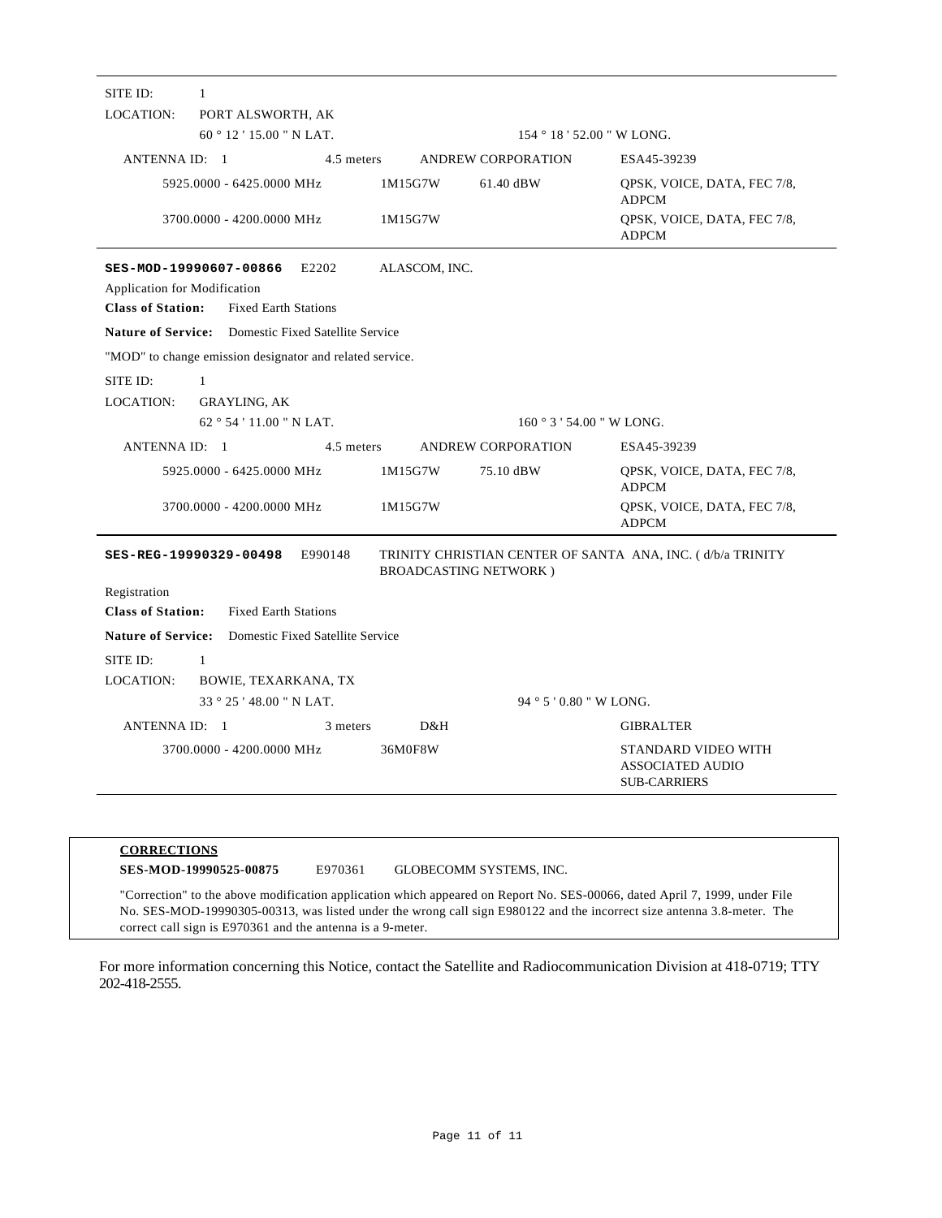SITE ID: 1

LOCATION: PORT ALSWORTH, AK

60 ° 12 ' 15.00 " N LAT. 154 ° 18 ' 52.00 " W LONG.

| | | | |
|---|---|---|---|
| ANTENNA ID: 1 | 4.5 meters | ANDREW CORPORATION | ESA45-39239 |
| 5925.0000 - 6425.0000 MHz | 1M15G7W | 61.40 dBW | QPSK, VOICE, DATA, FEC 7/8, ADPCM |
| 3700.0000 - 4200.0000 MHz | 1M15G7W | | QPSK, VOICE, DATA, FEC 7/8, ADPCM |

---

**SES-MOD-19990607-00866** E2202 ALASCOM, INC.

Application for Modification

**Class of Station:** Fixed Earth Stations

**Nature of Service:** Domestic Fixed Satellite Service

"MOD" to change emission designator and related service.

SITE ID: 1

LOCATION: GRAYLING, AK

62 ° 54 ' 11.00 " N LAT. 160 ° 3 ' 54.00 " W LONG.

| | | | |
|---|---|---|---|
| ANTENNA ID: 1 | 4.5 meters | ANDREW CORPORATION | ESA45-39239 |
| 5925.0000 - 6425.0000 MHz | 1M15G7W | 75.10 dBW | QPSK, VOICE, DATA, FEC 7/8, ADPCM |
| 3700.0000 - 4200.0000 MHz | 1M15G7W | | QPSK, VOICE, DATA, FEC 7/8, ADPCM |

---

**SES-REG-19990329-00498** E990148 TRINITY CHRISTIAN CENTER OF SANTA ANA, INC. ( d/b/a TRINITY BROADCASTING NETWORK )

Registration

**Class of Station:** Fixed Earth Stations

**Nature of Service:** Domestic Fixed Satellite Service

SITE ID: 1

LOCATION: BOWIE, TEXARKANA, TX

33 ° 25 ' 48.00 " N LAT. 94 ° 5 ' 0.80 " W LONG.

| | | | |
|---|---|---|---|
| ANTENNA ID: 1 | 3 meters | D&H | GIBRALTER |
| 3700.0000 - 4200.0000 MHz | 36M0F8W | | STANDARD VIDEO WITH ASSOCIATED AUDIO SUB-CARRIERS |

---

**CORRECTIONS**

**SES-MOD-19990525-00875** E970361 GLOBECOMM SYSTEMS, INC.

"Correction" to the above modification application which appeared on Report No. SES-00066, dated April 7, 1999, under File No. SES-MOD-19990305-00313, was listed under the wrong call sign E980122 and the incorrect size antenna 3.8-meter. The correct call sign is E970361 and the antenna is a 9-meter.

For more information concerning this Notice, contact the Satellite and Radiocommunication Division at 418-0719; TTY 202-418-2555.